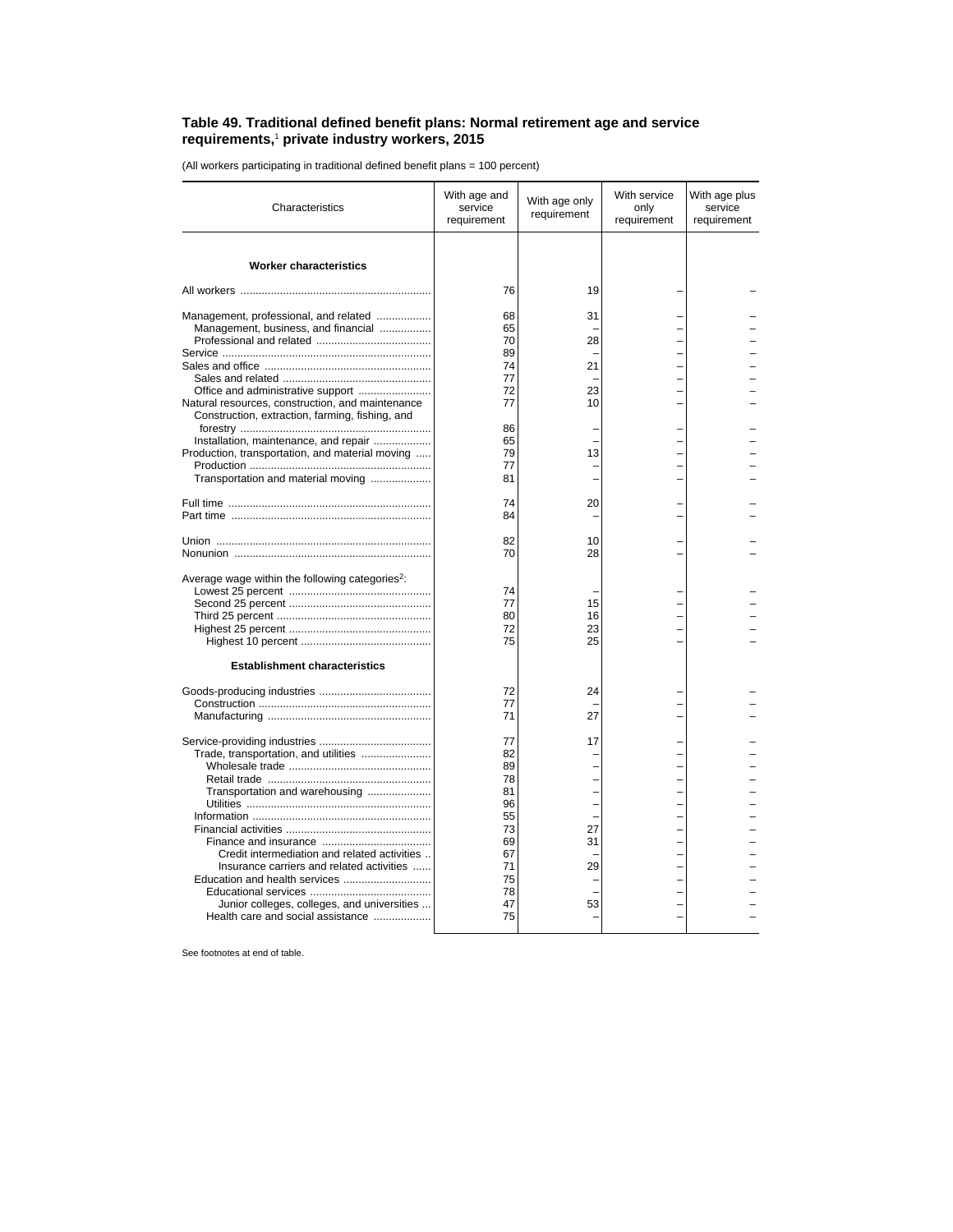# Table 49. Traditional defined benefit plans: Normal retirement age and service requirements,[1] private industry workers, 2015

(All workers participating in traditional defined benefit plans = 100 percent)

| Characteristics | With age and service requirement | With age only requirement | With service only requirement | With age plus service requirement |
|---|---|---|---|---|
| **Worker characteristics** | | | | |
| All workers | 76 | 19 | – | – |
| Management, professional, and related | 68 | 31 | – | – |
| Management, business, and financial | 65 | – | – | – |
| Professional and related | 70 | 28 | – | – |
| Service | 89 | – | – | – |
| Sales and office | 74 | 21 | – | – |
| Sales and related | 77 | – | – | – |
| Office and administrative support | 72 | 23 | – | – |
| Natural resources, construction, and maintenance | 77 | 10 | – | – |
| Construction, extraction, farming, fishing, and forestry | 86 | – | – | – |
| Installation, maintenance, and repair | 65 | – | – | – |
| Production, transportation, and material moving | 79 | 13 | – | – |
| Production | 77 | – | – | – |
| Transportation and material moving | 81 | – | – | – |
| Full time | 74 | 20 | – | – |
| Part time | 84 | – | – | – |
| Union | 82 | 10 | – | – |
| Nonunion | 70 | 28 | – | – |
| Average wage within the following categories[2]: | | | | |
| Lowest 25 percent | 74 | – | – | – |
| Second 25 percent | 77 | 15 | – | – |
| Third 25 percent | 80 | 16 | – | – |
| Highest 25 percent | 72 | 23 | – | – |
| Highest 10 percent | 75 | 25 | – | – |
| **Establishment characteristics** | | | | |
| Goods-producing industries | 72 | 24 | – | – |
| Construction | 77 | – | – | – |
| Manufacturing | 71 | 27 | – | – |
| Service-providing industries | 77 | 17 | – | – |
| Trade, transportation, and utilities | 82 | – | – | – |
| Wholesale trade | 89 | – | – | – |
| Retail trade | 78 | – | – | – |
| Transportation and warehousing | 81 | – | – | – |
| Utilities | 96 | – | – | – |
| Information | 55 | – | – | – |
| Financial activities | 73 | 27 | – | – |
| Finance and insurance | 69 | 31 | – | – |
| Credit intermediation and related activities | 67 | – | – | – |
| Insurance carriers and related activities | 71 | 29 | – | – |
| Education and health services | 75 | – | – | – |
| Educational services | 78 | – | – | – |
| Junior colleges, colleges, and universities | 47 | 53 | – | – |
| Health care and social assistance | 75 | – | – | – |

See footnotes at end of table.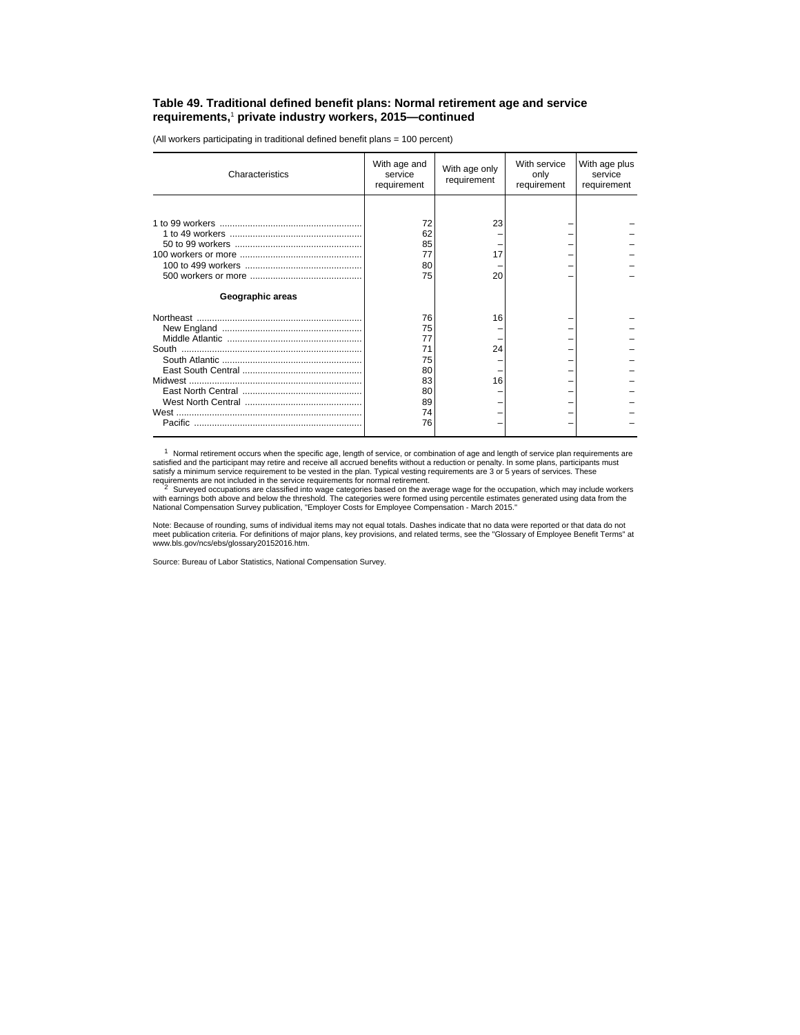**Table 49. Traditional defined benefit plans: Normal retirement age and service requirements,[1] private industry workers, 2015—continued**

(All workers participating in traditional defined benefit plans = 100 percent)

| Characteristics | With age and service requirement | With age only requirement | With service only requirement | With age plus service requirement |
|---|---|---|---|---|
| 1 to 99 workers | 72 | 23 | – | – |
| 1 to 49 workers | 62 | – | – | – |
| 50 to 99 workers | 85 | – | – | – |
| 100 workers or more | 77 | 17 | – | – |
| 100 to 499 workers | 80 | – | – | – |
| 500 workers or more | 75 | 20 | – | – |
| **Geographic areas** | | | | |
| Northeast | 76 | 16 | – | – |
| New England | 75 | – | – | – |
| Middle Atlantic | 77 | – | – | – |
| South | 71 | 24 | – | – |
| South Atlantic | 75 | – | – | – |
| East South Central | 80 | – | – | – |
| Midwest | 83 | 16 | – | – |
| East North Central | 80 | – | – | – |
| West North Central | 89 | – | – | – |
| West | 74 | – | – | – |
| Pacific | 76 | – | – | – |

[1] Normal retirement occurs when the specific age, length of service, or combination of age and length of service plan requirements are satisfied and the participant may retire and receive all accrued benefits without a reduction or penalty. In some plans, participants must satisfy a minimum service requirement to be vested in the plan. Typical vesting requirements are 3 or 5 years of services. These requirements are not included in the service requirements for normal retirement.

[2] Surveyed occupations are classified into wage categories based on the average wage for the occupation, which may include workers with earnings both above and below the threshold. The categories were formed using percentile estimates generated using data from the National Compensation Survey publication, "Employer Costs for Employee Compensation - March 2015."

Note: Because of rounding, sums of individual items may not equal totals. Dashes indicate that no data were reported or that data do not meet publication criteria. For definitions of major plans, key provisions, and related terms, see the "Glossary of Employee Benefit Terms" at www.bls.gov/ncs/ebs/glossary20152016.htm.

Source: Bureau of Labor Statistics, National Compensation Survey.